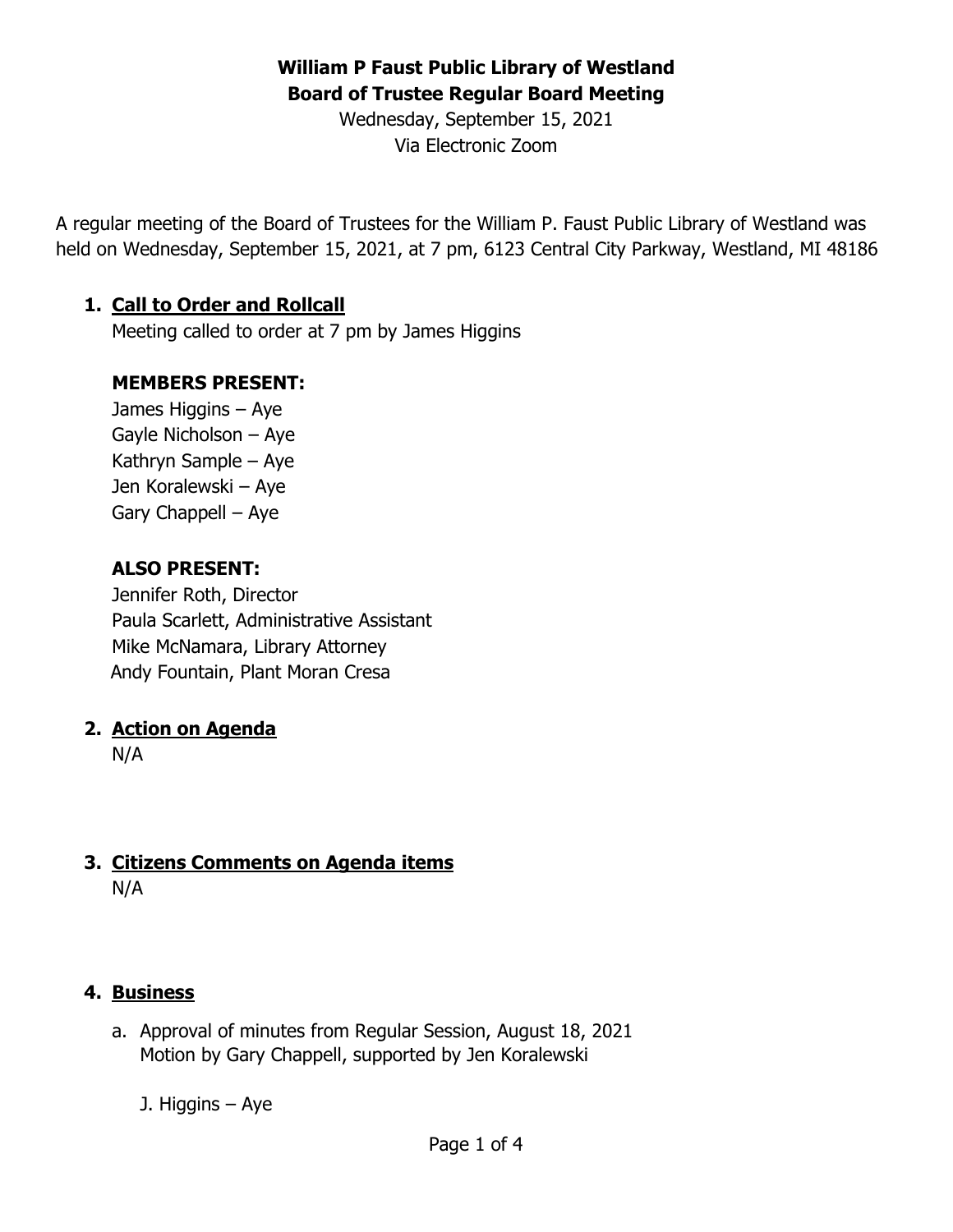# William P Faust Public Library of Westland

## Board of Trustee Regular Board Meeting

Wednesday, September 15, 2021

Via Electronic Zoom

A regular meeting of the Board of Trustees for the William P. Faust Public Library of Westland was held on Wednesday, September 15, 2021, at 7 pm, 6123 Central City Parkway, Westland, MI 48186

1. **Call to Order and Rollcall**

   Meeting called to order at 7 pm by James Higgins

   **MEMBERS PRESENT:**

   James Higgins – Aye
   Gayle Nicholson – Aye
   Kathryn Sample – Aye
   Jen Koralewski – Aye
   Gary Chappell – Aye

   **ALSO PRESENT:**

   Jennifer Roth, Director
   Paula Scarlett, Administrative Assistant
   Mike McNamara, Library Attorney
   Andy Fountain, Plant Moran Cresa

2. **Action on Agenda**

   N/A

3. **Citizens Comments on Agenda items**

   N/A

4. **Business**

   a. Approval of minutes from Regular Session, August 18, 2021
      Motion by Gary Chappell, supported by Jen Koralewski

      J. Higgins – Aye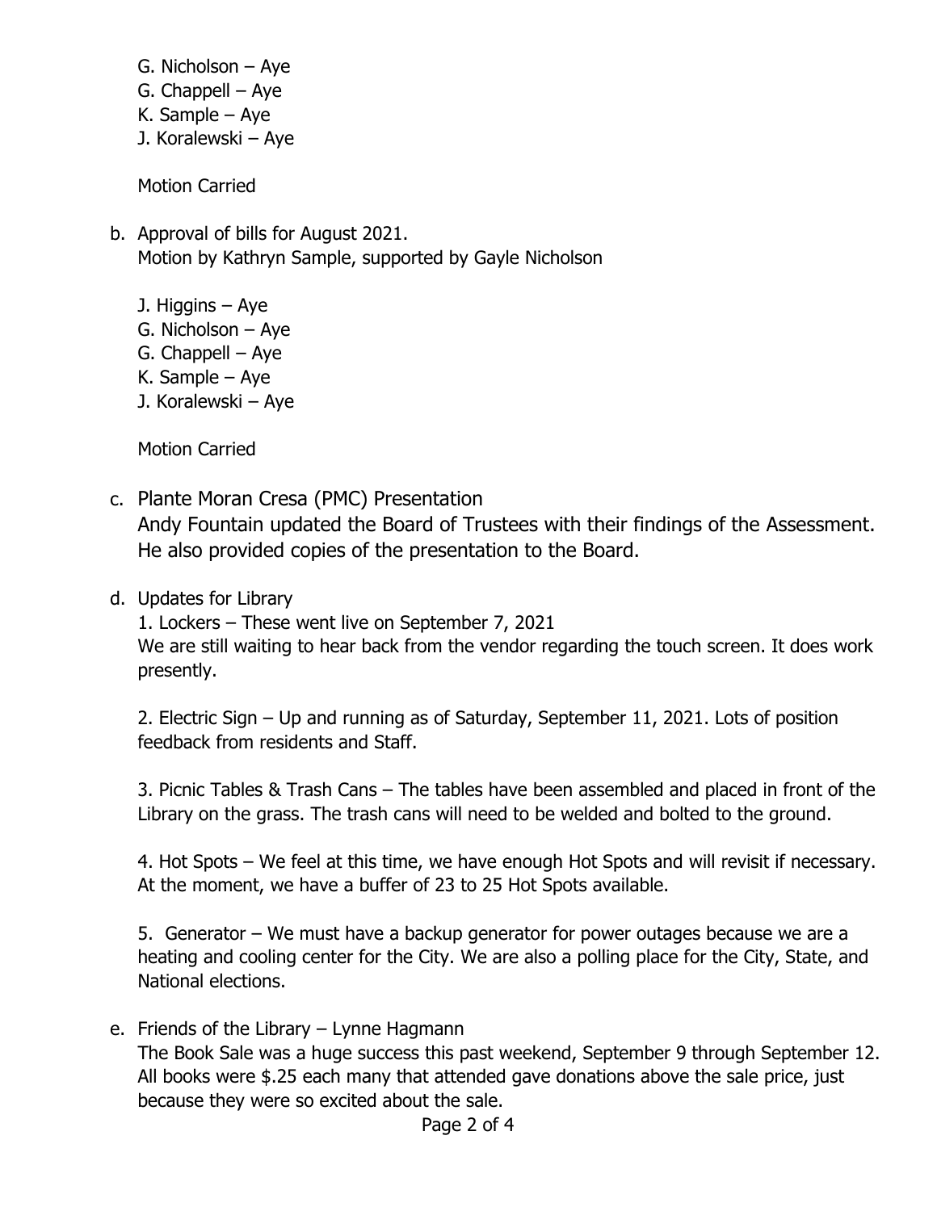G. Nicholson – Aye
G. Chappell – Aye
K. Sample – Aye
J. Koralewski – Aye

Motion Carried

b. Approval of bills for August 2021.
   Motion by Kathryn Sample, supported by Gayle Nicholson

   J. Higgins – Aye
   G. Nicholson – Aye
   G. Chappell – Aye
   K. Sample – Aye
   J. Koralewski – Aye

   Motion Carried

c. Plante Moran Cresa (PMC) Presentation
   Andy Fountain updated the Board of Trustees with their findings of the Assessment. He also provided copies of the presentation to the Board.

d. Updates for Library
   1. Lockers – These went live on September 7, 2021
   We are still waiting to hear back from the vendor regarding the touch screen. It does work presently.

   2. Electric Sign – Up and running as of Saturday, September 11, 2021. Lots of position feedback from residents and Staff.

   3. Picnic Tables & Trash Cans – The tables have been assembled and placed in front of the Library on the grass. The trash cans will need to be welded and bolted to the ground.

   4. Hot Spots – We feel at this time, we have enough Hot Spots and will revisit if necessary. At the moment, we have a buffer of 23 to 25 Hot Spots available.

   5. Generator – We must have a backup generator for power outages because we are a heating and cooling center for the City. We are also a polling place for the City, State, and National elections.

e. Friends of the Library – Lynne Hagmann
   The Book Sale was a huge success this past weekend, September 9 through September 12. All books were $.25 each many that attended gave donations above the sale price, just because they were so excited about the sale.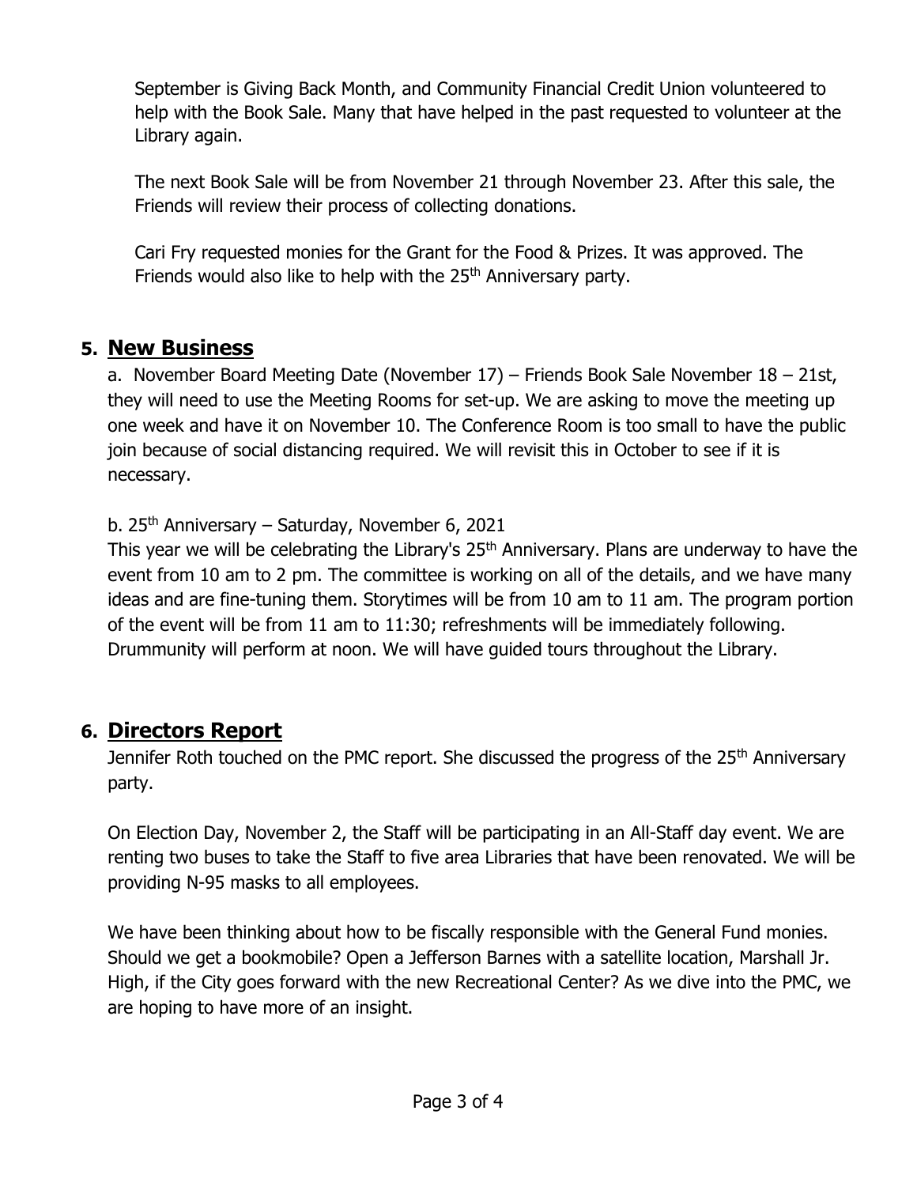September is Giving Back Month, and Community Financial Credit Union volunteered to help with the Book Sale. Many that have helped in the past requested to volunteer at the Library again.

The next Book Sale will be from November 21 through November 23. After this sale, the Friends will review their process of collecting donations.

Cari Fry requested monies for the Grant for the Food & Prizes. It was approved. The Friends would also like to help with the 25th Anniversary party.

## 5. New Business

a. November Board Meeting Date (November 17) – Friends Book Sale November 18 – 21st, they will need to use the Meeting Rooms for set-up. We are asking to move the meeting up one week and have it on November 10. The Conference Room is too small to have the public join because of social distancing required. We will revisit this in October to see if it is necessary.

b. 25th Anniversary – Saturday, November 6, 2021

This year we will be celebrating the Library's 25th Anniversary. Plans are underway to have the event from 10 am to 2 pm. The committee is working on all of the details, and we have many ideas and are fine-tuning them. Storytimes will be from 10 am to 11 am. The program portion of the event will be from 11 am to 11:30; refreshments will be immediately following. Drummunity will perform at noon. We will have guided tours throughout the Library.

## 6. Directors Report

Jennifer Roth touched on the PMC report. She discussed the progress of the 25th Anniversary party.

On Election Day, November 2, the Staff will be participating in an All-Staff day event. We are renting two buses to take the Staff to five area Libraries that have been renovated. We will be providing N-95 masks to all employees.

We have been thinking about how to be fiscally responsible with the General Fund monies. Should we get a bookmobile? Open a Jefferson Barnes with a satellite location, Marshall Jr. High, if the City goes forward with the new Recreational Center? As we dive into the PMC, we are hoping to have more of an insight.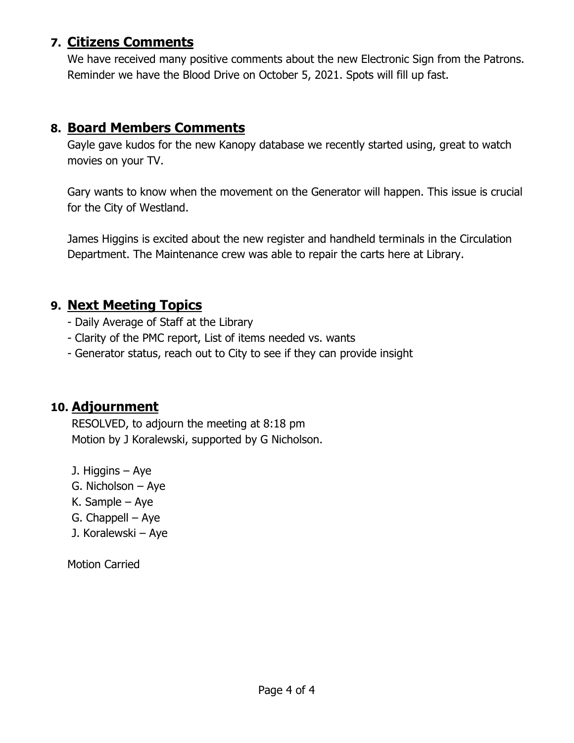## 7. Citizens Comments

We have received many positive comments about the new Electronic Sign from the Patrons. Reminder we have the Blood Drive on October 5, 2021. Spots will fill up fast.

## 8. Board Members Comments

Gayle gave kudos for the new Kanopy database we recently started using, great to watch movies on your TV.

Gary wants to know when the movement on the Generator will happen. This issue is crucial for the City of Westland.

James Higgins is excited about the new register and handheld terminals in the Circulation Department. The Maintenance crew was able to repair the carts here at Library.

## 9. Next Meeting Topics

- Daily Average of Staff at the Library
- Clarity of the PMC report, List of items needed vs. wants
- Generator status, reach out to City to see if they can provide insight

## 10. Adjournment

RESOLVED, to adjourn the meeting at 8:18 pm
Motion by J Koralewski, supported by G Nicholson.

J. Higgins – Aye
G. Nicholson – Aye
K. Sample – Aye
G. Chappell – Aye
J. Koralewski – Aye

Motion Carried